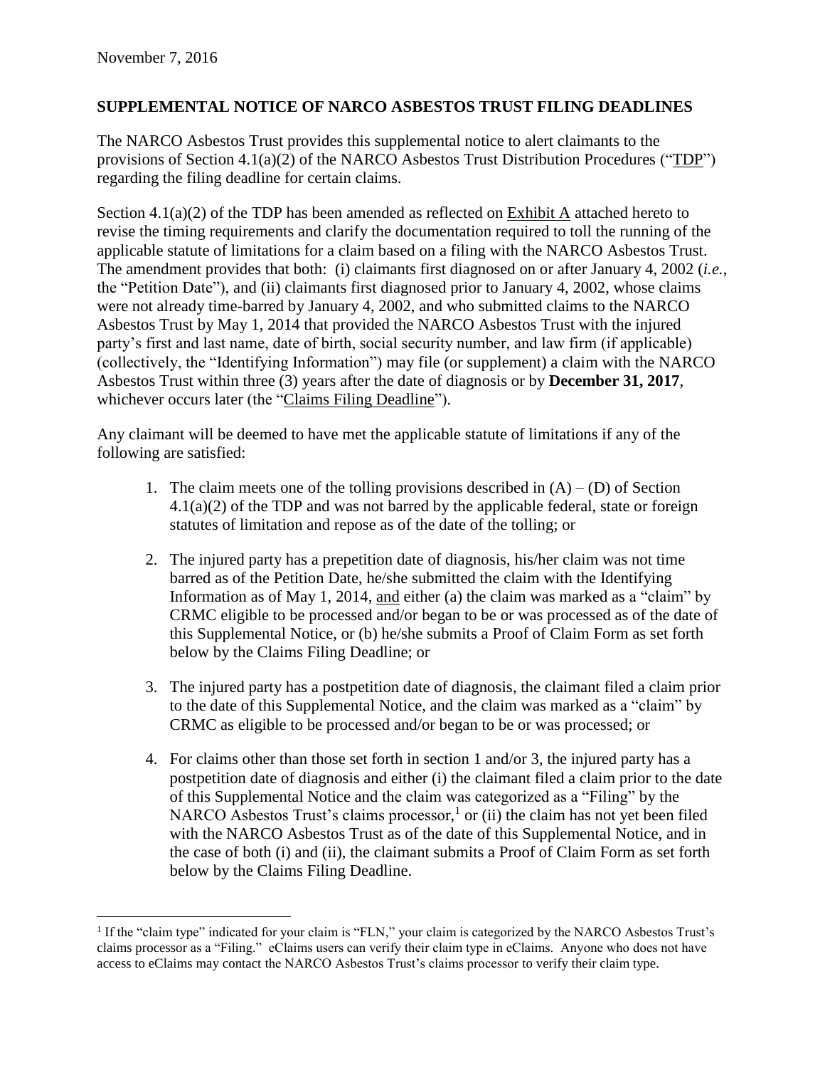November 7, 2016

## SUPPLEMENTAL NOTICE OF NARCO ASBESTOS TRUST FILING DEADLINES

The NARCO Asbestos Trust provides this supplemental notice to alert claimants to the provisions of Section 4.1(a)(2) of the NARCO Asbestos Trust Distribution Procedures ("TDP") regarding the filing deadline for certain claims.

Section 4.1(a)(2) of the TDP has been amended as reflected on Exhibit A attached hereto to revise the timing requirements and clarify the documentation required to toll the running of the applicable statute of limitations for a claim based on a filing with the NARCO Asbestos Trust. The amendment provides that both: (i) claimants first diagnosed on or after January 4, 2002 (*i.e.*, the "Petition Date"), and (ii) claimants first diagnosed prior to January 4, 2002, whose claims were not already time-barred by January 4, 2002, and who submitted claims to the NARCO Asbestos Trust by May 1, 2014 that provided the NARCO Asbestos Trust with the injured party's first and last name, date of birth, social security number, and law firm (if applicable) (collectively, the "Identifying Information") may file (or supplement) a claim with the NARCO Asbestos Trust within three (3) years after the date of diagnosis or by **December 31, 2017**, whichever occurs later (the "Claims Filing Deadline").

Any claimant will be deemed to have met the applicable statute of limitations if any of the following are satisfied:

1. The claim meets one of the tolling provisions described in (A) – (D) of Section 4.1(a)(2) of the TDP and was not barred by the applicable federal, state or foreign statutes of limitation and repose as of the date of the tolling; or

2. The injured party has a prepetition date of diagnosis, his/her claim was not time barred as of the Petition Date, he/she submitted the claim with the Identifying Information as of May 1, 2014, and either (a) the claim was marked as a "claim" by CRMC eligible to be processed and/or began to be or was processed as of the date of this Supplemental Notice, or (b) he/she submits a Proof of Claim Form as set forth below by the Claims Filing Deadline; or

3. The injured party has a postpetition date of diagnosis, the claimant filed a claim prior to the date of this Supplemental Notice, and the claim was marked as a "claim" by CRMC as eligible to be processed and/or began to be or was processed; or

4. For claims other than those set forth in section 1 and/or 3, the injured party has a postpetition date of diagnosis and either (i) the claimant filed a claim prior to the date of this Supplemental Notice and the claim was categorized as a "Filing" by the NARCO Asbestos Trust's claims processor,[1] or (ii) the claim has not yet been filed with the NARCO Asbestos Trust as of the date of this Supplemental Notice, and in the case of both (i) and (ii), the claimant submits a Proof of Claim Form as set forth below by the Claims Filing Deadline.

---

[1] If the "claim type" indicated for your claim is "FLN," your claim is categorized by the NARCO Asbestos Trust's claims processor as a "Filing." eClaims users can verify their claim type in eClaims. Anyone who does not have access to eClaims may contact the NARCO Asbestos Trust's claims processor to verify their claim type.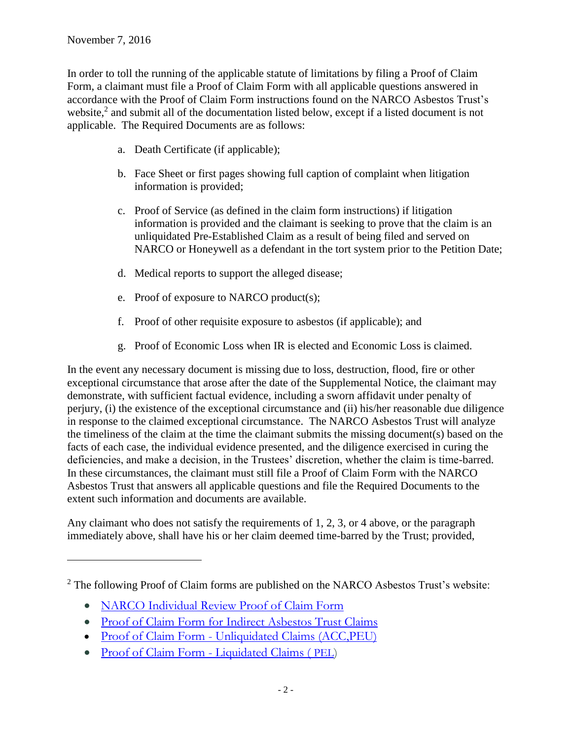November 7, 2016

In order to toll the running of the applicable statute of limitations by filing a Proof of Claim Form, a claimant must file a Proof of Claim Form with all applicable questions answered in accordance with the Proof of Claim Form instructions found on the NARCO Asbestos Trust's website,[2] and submit all of the documentation listed below, except if a listed document is not applicable. The Required Documents are as follows:

a. Death Certificate (if applicable);

b. Face Sheet or first pages showing full caption of complaint when litigation information is provided;

c. Proof of Service (as defined in the claim form instructions) if litigation information is provided and the claimant is seeking to prove that the claim is an unliquidated Pre-Established Claim as a result of being filed and served on NARCO or Honeywell as a defendant in the tort system prior to the Petition Date;

d. Medical reports to support the alleged disease;

e. Proof of exposure to NARCO product(s);

f. Proof of other requisite exposure to asbestos (if applicable); and

g. Proof of Economic Loss when IR is elected and Economic Loss is claimed.

In the event any necessary document is missing due to loss, destruction, flood, fire or other exceptional circumstance that arose after the date of the Supplemental Notice, the claimant may demonstrate, with sufficient factual evidence, including a sworn affidavit under penalty of perjury, (i) the existence of the exceptional circumstance and (ii) his/her reasonable due diligence in response to the claimed exceptional circumstance. The NARCO Asbestos Trust will analyze the timeliness of the claim at the time the claimant submits the missing document(s) based on the facts of each case, the individual evidence presented, and the diligence exercised in curing the deficiencies, and make a decision, in the Trustees' discretion, whether the claim is time-barred. In these circumstances, the claimant must still file a Proof of Claim Form with the NARCO Asbestos Trust that answers all applicable questions and file the Required Documents to the extent such information and documents are available.

Any claimant who does not satisfy the requirements of 1, 2, 3, or 4 above, or the paragraph immediately above, shall have his or her claim deemed time-barred by the Trust; provided,

---

[2] The following Proof of Claim forms are published on the NARCO Asbestos Trust's website:

- NARCO Individual Review Proof of Claim Form
- Proof of Claim Form for Indirect Asbestos Trust Claims
- Proof of Claim Form - Unliquidated Claims (ACC,PEU)
- Proof of Claim Form - Liquidated Claims ( PEL)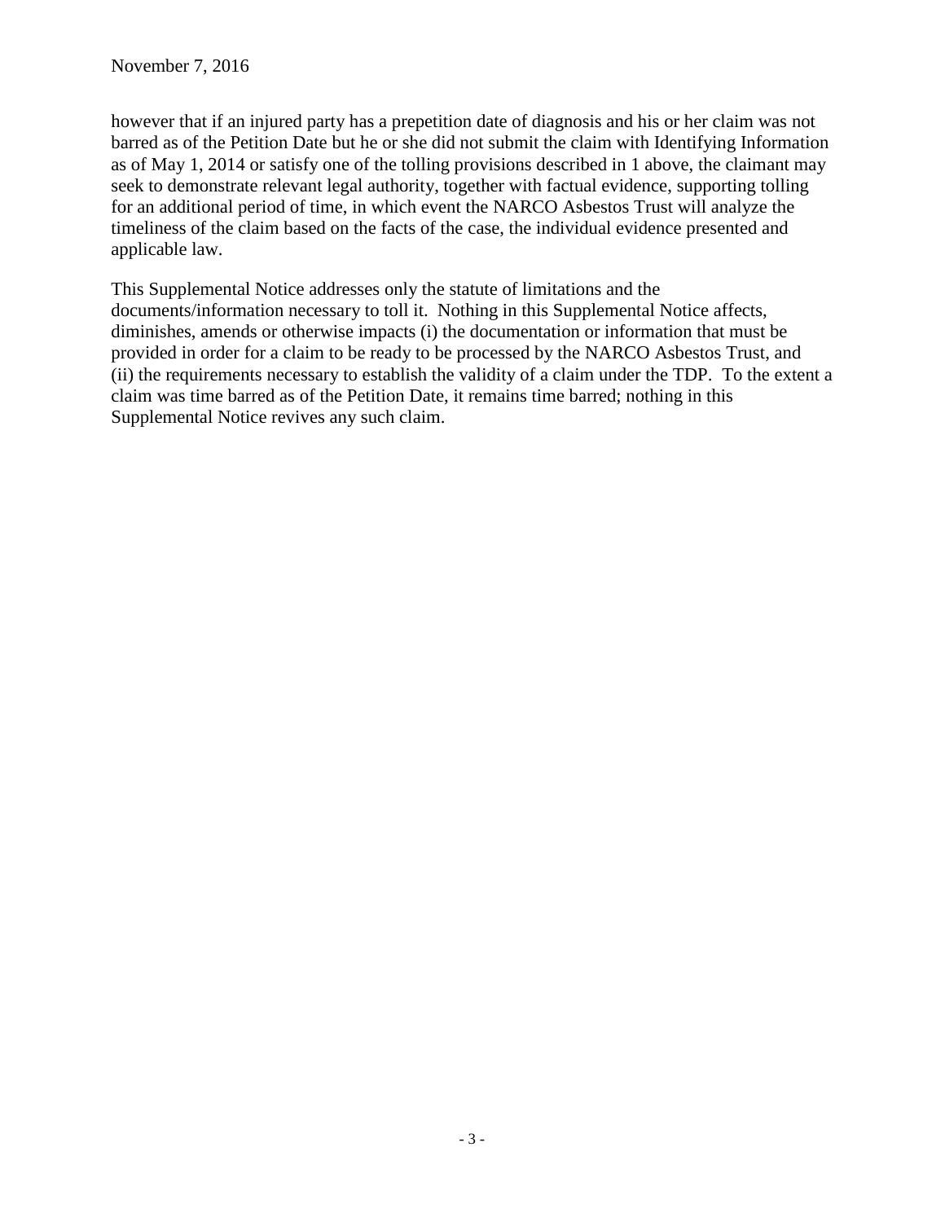however that if an injured party has a prepetition date of diagnosis and his or her claim was not barred as of the Petition Date but he or she did not submit the claim with Identifying Information as of May 1, 2014 or satisfy one of the tolling provisions described in 1 above, the claimant may seek to demonstrate relevant legal authority, together with factual evidence, supporting tolling for an additional period of time, in which event the NARCO Asbestos Trust will analyze the timeliness of the claim based on the facts of the case, the individual evidence presented and applicable law.

This Supplemental Notice addresses only the statute of limitations and the documents/information necessary to toll it. Nothing in this Supplemental Notice affects, diminishes, amends or otherwise impacts (i) the documentation or information that must be provided in order for a claim to be ready to be processed by the NARCO Asbestos Trust, and (ii) the requirements necessary to establish the validity of a claim under the TDP. To the extent a claim was time barred as of the Petition Date, it remains time barred; nothing in this Supplemental Notice revives any such claim.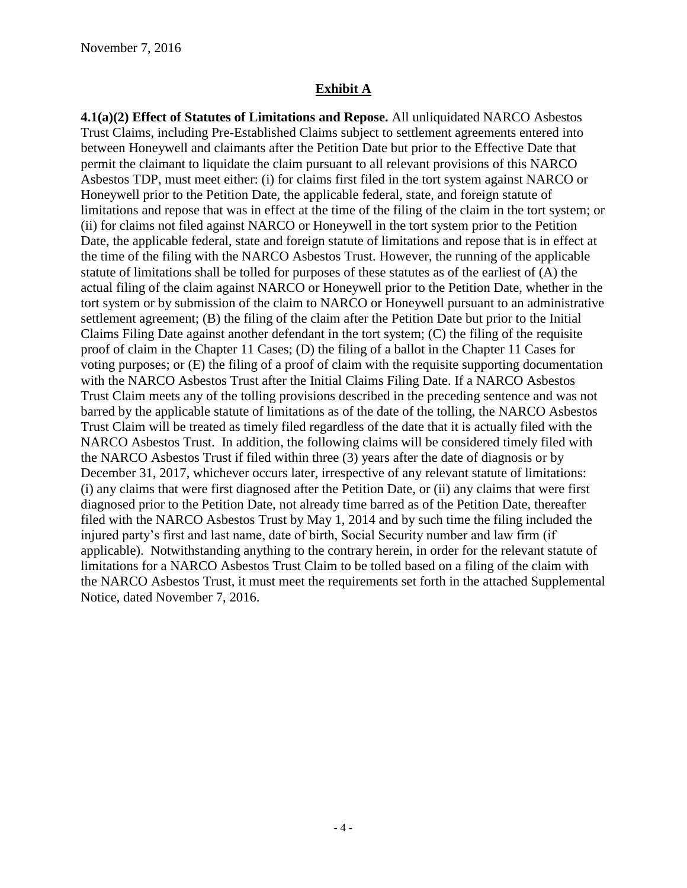November 7, 2016

## Exhibit A

**4.1(a)(2) Effect of Statutes of Limitations and Repose.** All unliquidated NARCO Asbestos Trust Claims, including Pre-Established Claims subject to settlement agreements entered into between Honeywell and claimants after the Petition Date but prior to the Effective Date that permit the claimant to liquidate the claim pursuant to all relevant provisions of this NARCO Asbestos TDP, must meet either: (i) for claims first filed in the tort system against NARCO or Honeywell prior to the Petition Date, the applicable federal, state, and foreign statute of limitations and repose that was in effect at the time of the filing of the claim in the tort system; or (ii) for claims not filed against NARCO or Honeywell in the tort system prior to the Petition Date, the applicable federal, state and foreign statute of limitations and repose that is in effect at the time of the filing with the NARCO Asbestos Trust. However, the running of the applicable statute of limitations shall be tolled for purposes of these statutes as of the earliest of (A) the actual filing of the claim against NARCO or Honeywell prior to the Petition Date, whether in the tort system or by submission of the claim to NARCO or Honeywell pursuant to an administrative settlement agreement; (B) the filing of the claim after the Petition Date but prior to the Initial Claims Filing Date against another defendant in the tort system; (C) the filing of the requisite proof of claim in the Chapter 11 Cases; (D) the filing of a ballot in the Chapter 11 Cases for voting purposes; or (E) the filing of a proof of claim with the requisite supporting documentation with the NARCO Asbestos Trust after the Initial Claims Filing Date. If a NARCO Asbestos Trust Claim meets any of the tolling provisions described in the preceding sentence and was not barred by the applicable statute of limitations as of the date of the tolling, the NARCO Asbestos Trust Claim will be treated as timely filed regardless of the date that it is actually filed with the NARCO Asbestos Trust. In addition, the following claims will be considered timely filed with the NARCO Asbestos Trust if filed within three (3) years after the date of diagnosis or by December 31, 2017, whichever occurs later, irrespective of any relevant statute of limitations: (i) any claims that were first diagnosed after the Petition Date, or (ii) any claims that were first diagnosed prior to the Petition Date, not already time barred as of the Petition Date, thereafter filed with the NARCO Asbestos Trust by May 1, 2014 and by such time the filing included the injured party's first and last name, date of birth, Social Security number and law firm (if applicable). Notwithstanding anything to the contrary herein, in order for the relevant statute of limitations for a NARCO Asbestos Trust Claim to be tolled based on a filing of the claim with the NARCO Asbestos Trust, it must meet the requirements set forth in the attached Supplemental Notice, dated November 7, 2016.